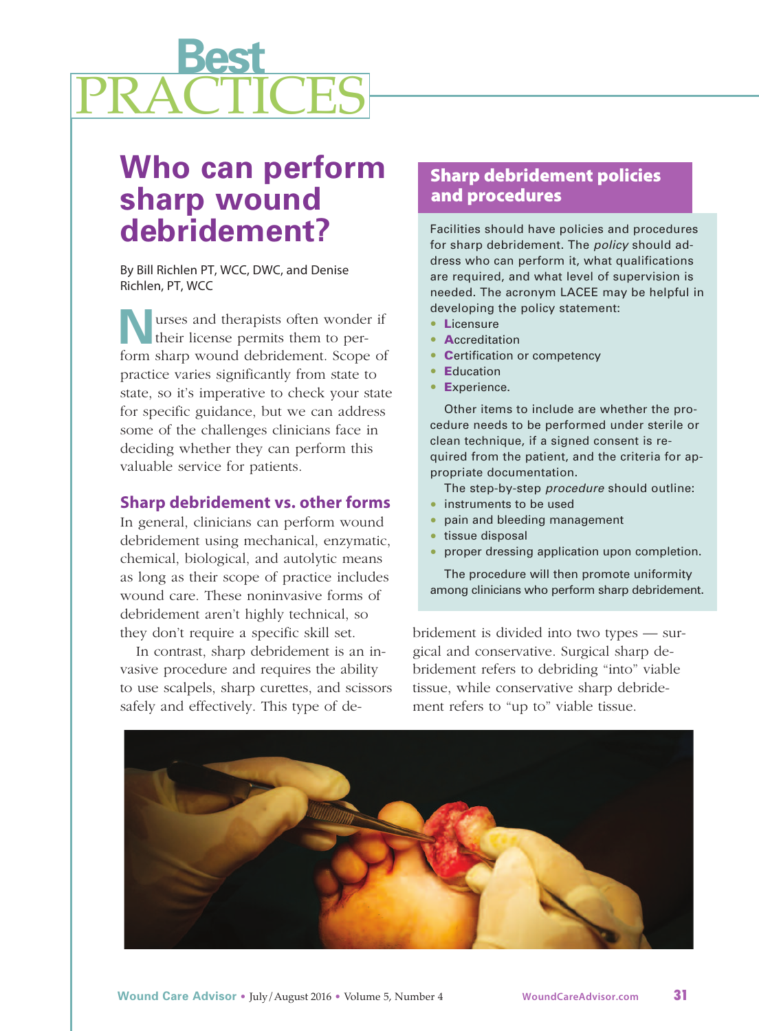# Best PRACTICES

## Who can perform sharp wound debridement?

By Bill Richlen PT, WCC, DWC, and Denise Richlen, PT, WCC

Nurses and therapists often wonder if their license permits them to perform sharp wound debridement. Scope of practice varies significantly from state to state, so it's imperative to check your state for specific guidance, but we can address some of the challenges clinicians face in deciding whether they can perform this valuable service for patients.

### Sharp debridement vs. other forms

In general, clinicians can perform wound debridement using mechanical, enzymatic, chemical, biological, and autolytic means as long as their scope of practice includes wound care. These noninvasive forms of debridement aren't highly technical, so they don't require a specific skill set.

In contrast, sharp debridement is an invasive procedure and requires the ability to use scalpels, sharp curettes, and scissors safely and effectively. This type of debridement is divided into two types — surgical and conservative. Surgical sharp debridement refers to debriding "into" viable tissue, while conservative sharp debridement refers to "up to" viable tissue.

### Sharp debridement policies and procedures

Facilities should have policies and procedures for sharp debridement. The *policy* should address who can perform it, what qualifications are required, and what level of supervision is needed. The acronym LACEE may be helpful in developing the policy statement:

- **L**icensure
- **A**ccreditation
- **C**ertification or competency
- **E**ducation
- **E**xperience.

Other items to include are whether the procedure needs to be performed under sterile or clean technique, if a signed consent is required from the patient, and the criteria for appropriate documentation.

The step-by-step *procedure* should outline:

- instruments to be used
- pain and bleeding management
- tissue disposal
- proper dressing application upon completion.

The procedure will then promote uniformity among clinicians who perform sharp debridement.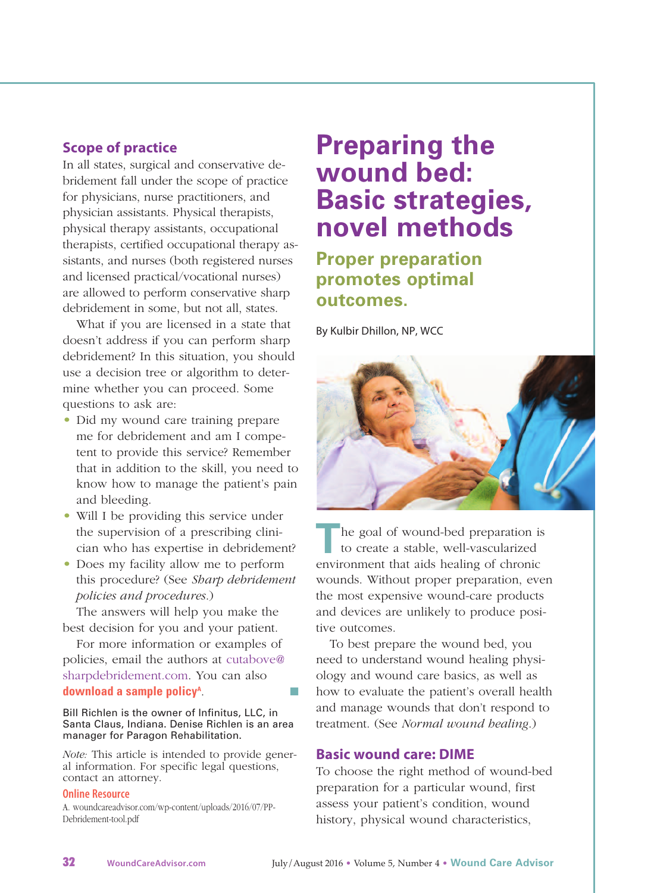## Scope of practice

In all states, surgical and conservative debridement fall under the scope of practice for physicians, nurse practitioners, and physician assistants. Physical therapists, physical therapy assistants, occupational therapists, certified occupational therapy assistants, and nurses (both registered nurses and licensed practical/vocational nurses) are allowed to perform conservative sharp debridement in some, but not all, states.

What if you are licensed in a state that doesn't address if you can perform sharp debridement? In this situation, you should use a decision tree or algorithm to determine whether you can proceed. Some questions to ask are:

- Did my wound care training prepare me for debridement and am I competent to provide this service? Remember that in addition to the skill, you need to know how to manage the patient's pain and bleeding.
- Will I be providing this service under the supervision of a prescribing clinician who has expertise in debridement?
- Does my facility allow me to perform this procedure? (See *Sharp debridement policies and procedures*.)

The answers will help you make the best decision for you and your patient.

For more information or examples of policies, email the authors at cutabove@sharpdebridement.com. You can also **download a sample policy[A]**.

Bill Richlen is the owner of Infinitus, LLC, in Santa Claus, Indiana. Denise Richlen is an area manager for Paragon Rehabilitation.

*Note:* This article is intended to provide general information. For specific legal questions, contact an attorney.

**Online Resource**

A. woundcareadvisor.com/wp-content/uploads/2016/07/PP-Debridement-tool.pdf

# Preparing the wound bed: Basic strategies, novel methods

## Proper preparation promotes optimal outcomes.

By Kulbir Dhillon, NP, WCC

The goal of wound-bed preparation is to create a stable, well-vascularized environment that aids healing of chronic wounds. Without proper preparation, even the most expensive wound-care products and devices are unlikely to produce positive outcomes.

To best prepare the wound bed, you need to understand wound healing physiology and wound care basics, as well as how to evaluate the patient's overall health and manage wounds that don't respond to treatment. (See *Normal wound healing*.)

### Basic wound care: DIME

To choose the right method of wound-bed preparation for a particular wound, first assess your patient's condition, wound history, physical wound characteristics,